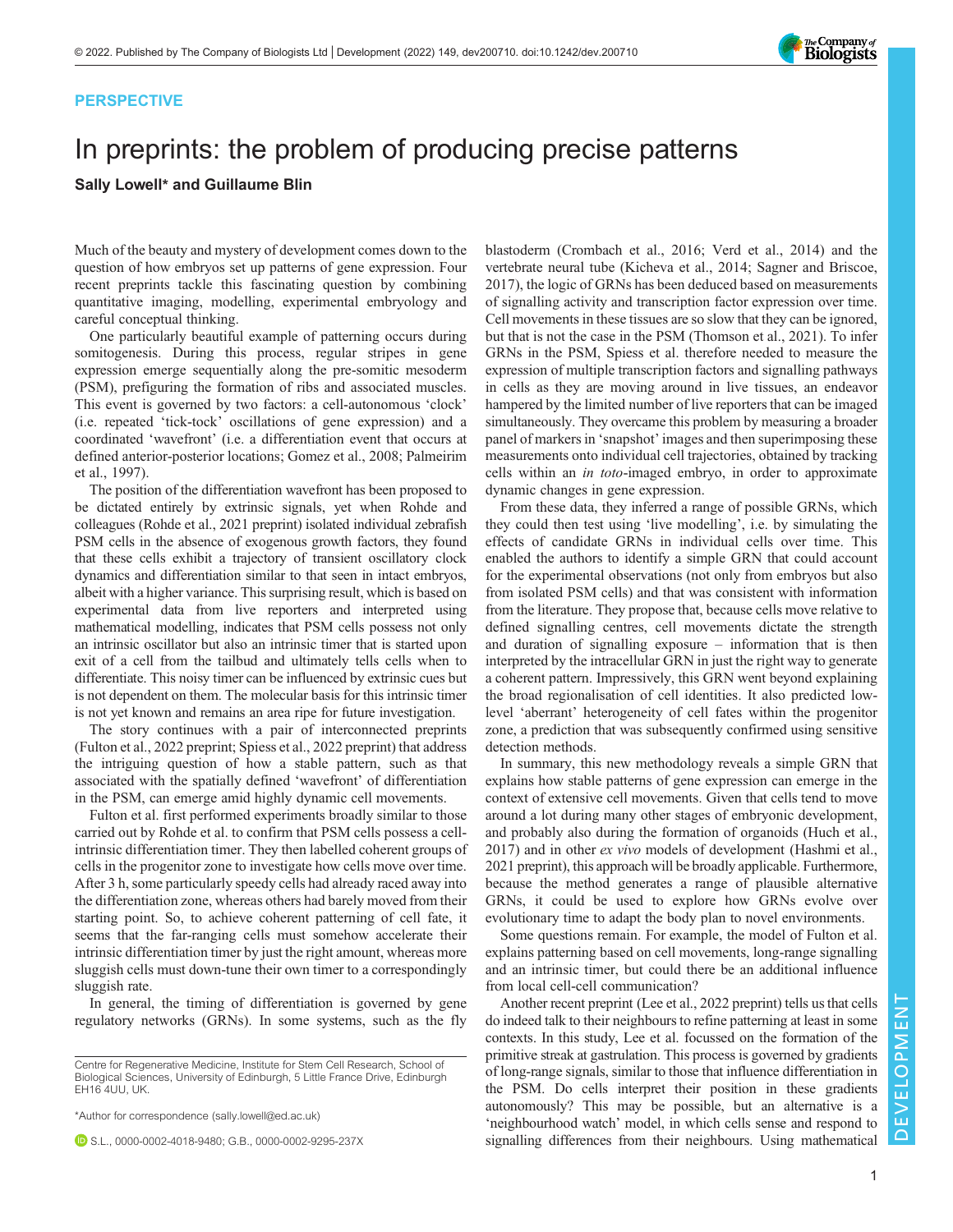PERSPECTIVE

# In preprints: the problem of producing precise patterns

**Sally Lowell*** **and Guillaume Blin**

Much of the beauty and mystery of development comes down to the question of how embryos set up patterns of gene expression. Four recent preprints tackle this fascinating question by combining quantitative imaging, modelling, experimental embryology and careful conceptual thinking.

One particularly beautiful example of patterning occurs during somitogenesis. During this process, regular stripes in gene expression emerge sequentially along the pre-somitic mesoderm (PSM), prefiguring the formation of ribs and associated muscles. This event is governed by two factors: a cell-autonomous 'clock' (i.e. repeated 'tick-tock' oscillations of gene expression) and a coordinated 'wavefront' (i.e. a differentiation event that occurs at defined anterior-posterior locations; Gomez et al., 2008; Palmeirim et al., 1997).

The position of the differentiation wavefront has been proposed to be dictated entirely by extrinsic signals, yet when Rohde and colleagues (Rohde et al., 2021 preprint) isolated individual zebrafish PSM cells in the absence of exogenous growth factors, they found that these cells exhibit a trajectory of transient oscillatory clock dynamics and differentiation similar to that seen in intact embryos, albeit with a higher variance. This surprising result, which is based on experimental data from live reporters and interpreted using mathematical modelling, indicates that PSM cells possess not only an intrinsic oscillator but also an intrinsic timer that is started upon exit of a cell from the tailbud and ultimately tells cells when to differentiate. This noisy timer can be influenced by extrinsic cues but is not dependent on them. The molecular basis for this intrinsic timer is not yet known and remains an area ripe for future investigation.

The story continues with a pair of interconnected preprints (Fulton et al., 2022 preprint; Spiess et al., 2022 preprint) that address the intriguing question of how a stable pattern, such as that associated with the spatially defined 'wavefront' of differentiation in the PSM, can emerge amid highly dynamic cell movements.

Fulton et al. first performed experiments broadly similar to those carried out by Rohde et al. to confirm that PSM cells possess a cell-intrinsic differentiation timer. They then labelled coherent groups of cells in the progenitor zone to investigate how cells move over time. After 3 h, some particularly speedy cells had already raced away into the differentiation zone, whereas others had barely moved from their starting point. So, to achieve coherent patterning of cell fate, it seems that the far-ranging cells must somehow accelerate their intrinsic differentiation timer by just the right amount, whereas more sluggish cells must down-tune their own timer to a correspondingly sluggish rate.

In general, the timing of differentiation is governed by gene regulatory networks (GRNs). In some systems, such as the fly blastoderm (Crombach et al., 2016; Verd et al., 2014) and the vertebrate neural tube (Kicheva et al., 2014; Sagner and Briscoe, 2017), the logic of GRNs has been deduced based on measurements of signalling activity and transcription factor expression over time. Cell movements in these tissues are so slow that they can be ignored, but that is not the case in the PSM (Thomson et al., 2021). To infer GRNs in the PSM, Spiess et al. therefore needed to measure the expression of multiple transcription factors and signalling pathways in cells as they are moving around in live tissues, an endeavor hampered by the limited number of live reporters that can be imaged simultaneously. They overcame this problem by measuring a broader panel of markers in 'snapshot' images and then superimposing these measurements onto individual cell trajectories, obtained by tracking cells within an *in toto*-imaged embryo, in order to approximate dynamic changes in gene expression.

From these data, they inferred a range of possible GRNs, which they could then test using 'live modelling', i.e. by simulating the effects of candidate GRNs in individual cells over time. This enabled the authors to identify a simple GRN that could account for the experimental observations (not only from embryos but also from isolated PSM cells) and that was consistent with information from the literature. They propose that, because cells move relative to defined signalling centres, cell movements dictate the strength and duration of signalling exposure – information that is then interpreted by the intracellular GRN in just the right way to generate a coherent pattern. Impressively, this GRN went beyond explaining the broad regionalisation of cell identities. It also predicted low-level 'aberrant' heterogeneity of cell fates within the progenitor zone, a prediction that was subsequently confirmed using sensitive detection methods.

In summary, this new methodology reveals a simple GRN that explains how stable patterns of gene expression can emerge in the context of extensive cell movements. Given that cells tend to move around a lot during many other stages of embryonic development, and probably also during the formation of organoids (Huch et al., 2017) and in other *ex vivo* models of development (Hashmi et al., 2021 preprint), this approach will be broadly applicable. Furthermore, because the method generates a range of plausible alternative GRNs, it could be used to explore how GRNs evolve over evolutionary time to adapt the body plan to novel environments.

Some questions remain. For example, the model of Fulton et al. explains patterning based on cell movements, long-range signalling and an intrinsic timer, but could there be an additional influence from local cell-cell communication?

Another recent preprint (Lee et al., 2022 preprint) tells us that cells do indeed talk to their neighbours to refine patterning at least in some contexts. In this study, Lee et al. focussed on the formation of the primitive streak at gastrulation. This process is governed by gradients of long-range signals, similar to those that influence differentiation in the PSM. Do cells interpret their position in these gradients autonomously? This may be possible, but an alternative is a 'neighbourhood watch' model, in which cells sense and respond to signalling differences from their neighbours. Using mathematical

Centre for Regenerative Medicine, Institute for Stem Cell Research, School of Biological Sciences, University of Edinburgh, 5 Little France Drive, Edinburgh EH16 4UU, UK.

*Author for correspondence (sally.lowell@ed.ac.uk)

S.L., 0000-0002-4018-9480; G.B., 0000-0002-9295-237X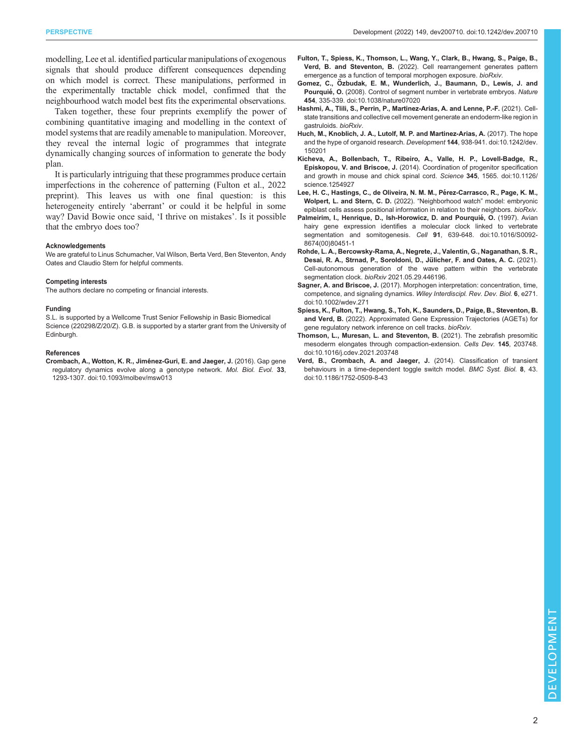modelling, Lee et al. identified particular manipulations of exogenous signals that should produce different consequences depending on which model is correct. These manipulations, performed in the experimentally tractable chick model, confirmed that the neighbourhood watch model best fits the experimental observations.

Taken together, these four preprints exemplify the power of combining quantitative imaging and modelling in the context of model systems that are readily amenable to manipulation. Moreover, they reveal the internal logic of programmes that integrate dynamically changing sources of information to generate the body plan.

It is particularly intriguing that these programmes produce certain imperfections in the coherence of patterning (Fulton et al., 2022 preprint). This leaves us with one final question: is this heterogeneity entirely 'aberrant' or could it be helpful in some way? David Bowie once said, 'I thrive on mistakes'. Is it possible that the embryo does too?

#### Acknowledgements

We are grateful to Linus Schumacher, Val Wilson, Berta Verd, Ben Steventon, Andy Oates and Claudio Stern for helpful comments.

#### Competing interests

The authors declare no competing or financial interests.

#### Funding

S.L. is supported by a Wellcome Trust Senior Fellowship in Basic Biomedical Science (220298/Z/20/Z). G.B. is supported by a starter grant from the University of Edinburgh.

#### References

**Crombach, A., Wotton, K. R., Jiménez-Guri, E. and Jaeger, J.** (2016). Gap gene regulatory dynamics evolve along a genotype network. *Mol. Biol. Evol.* **33**, 1293-1307. doi:10.1093/molbev/msw013

**Fulton, T., Spiess, K., Thomson, L., Wang, Y., Clark, B., Hwang, S., Paige, B., Verd, B. and Steventon, B.** (2022). Cell rearrangement generates pattern emergence as a function of temporal morphogen exposure. *bioRxiv*.

**Gomez, C., Özbudak, E. M., Wunderlich, J., Baumann, D., Lewis, J. and Pourquié, O.** (2008). Control of segment number in vertebrate embryos. *Nature* **454**, 335-339. doi:10.1038/nature07020

**Hashmi, A., Tlili, S., Perrin, P., Martinez-Arias, A. and Lenne, P.-F.** (2021). Cell-state transitions and collective cell movement generate an endoderm-like region in gastruloids. *bioRxiv*.

**Huch, M., Knoblich, J. A., Lutolf, M. P. and Martinez-Arias, A.** (2017). The hope and the hype of organoid research. *Development* **144**, 938-941. doi:10.1242/dev.150201

**Kicheva, A., Bollenbach, T., Ribeiro, A., Valle, H. P., Lovell-Badge, R., Episkopou, V. and Briscoe, J.** (2014). Coordination of progenitor specification and growth in mouse and chick spinal cord. *Science* **345**, 1565. doi:10.1126/science.1254927

**Lee, H. C., Hastings, C., de Oliveira, N. M. M., Pérez-Carrasco, R., Page, K. M., Wolpert, L. and Stern, C. D.** (2022). "Neighborhood watch" model: embryonic epiblast cells assess positional information in relation to their neighbors. *bioRxiv*.

**Palmeirim, I., Henrique, D., Ish-Horowicz, D. and Pourquié, O.** (1997). Avian hairy gene expression identifies a molecular clock linked to vertebrate segmentation and somitogenesis. *Cell* **91**, 639-648. doi:10.1016/S0092-8674(00)80451-1

**Rohde, L. A., Bercowsky-Rama, A., Negrete, J., Valentin, G., Naganathan, S. R., Desai, R. A., Strnad, P., Soroldoni, D., Jülicher, F. and Oates, A. C.** (2021). Cell-autonomous generation of the wave pattern within the vertebrate segmentation clock. *bioRxiv* 2021.05.29.446196.

**Sagner, A. and Briscoe, J.** (2017). Morphogen interpretation: concentration, time, competence, and signaling dynamics. *Wiley Interdiscipl. Rev. Dev. Biol.* **6**, e271. doi:10.1002/wdev.271

**Spiess, K., Fulton, T., Hwang, S., Toh, K., Saunders, D., Paige, B., Steventon, B. and Verd, B.** (2022). Approximated Gene Expression Trajectories (AGETs) for gene regulatory network inference on cell tracks. *bioRxiv*.

**Thomson, L., Muresan, L. and Steventon, B.** (2021). The zebrafish presomitic mesoderm elongates through compaction-extension. *Cells Dev.* **145**, 203748. doi:10.1016/j.cdev.2021.203748

**Verd, B., Crombach, A. and Jaeger, J.** (2014). Classification of transient behaviours in a time-dependent toggle switch model. *BMC Syst. Biol.* **8**, 43. doi:10.1186/1752-0509-8-43